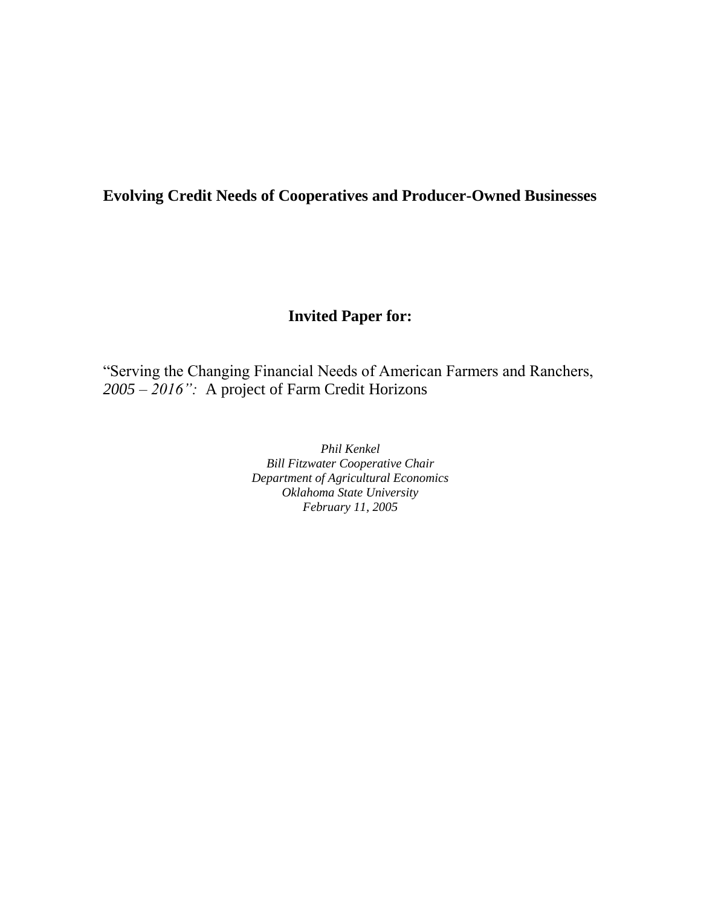# Evolving Credit Needs of Cooperatives and Producer-Owned Businesses

## Invited Paper for:

"Serving the Changing Financial Needs of American Farmers and Ranchers, *2005 – 2016":* A project of Farm Credit Horizons

*Phil Kenkel*
*Bill Fitzwater Cooperative Chair*
*Department of Agricultural Economics*
*Oklahoma State University*
*February 11, 2005*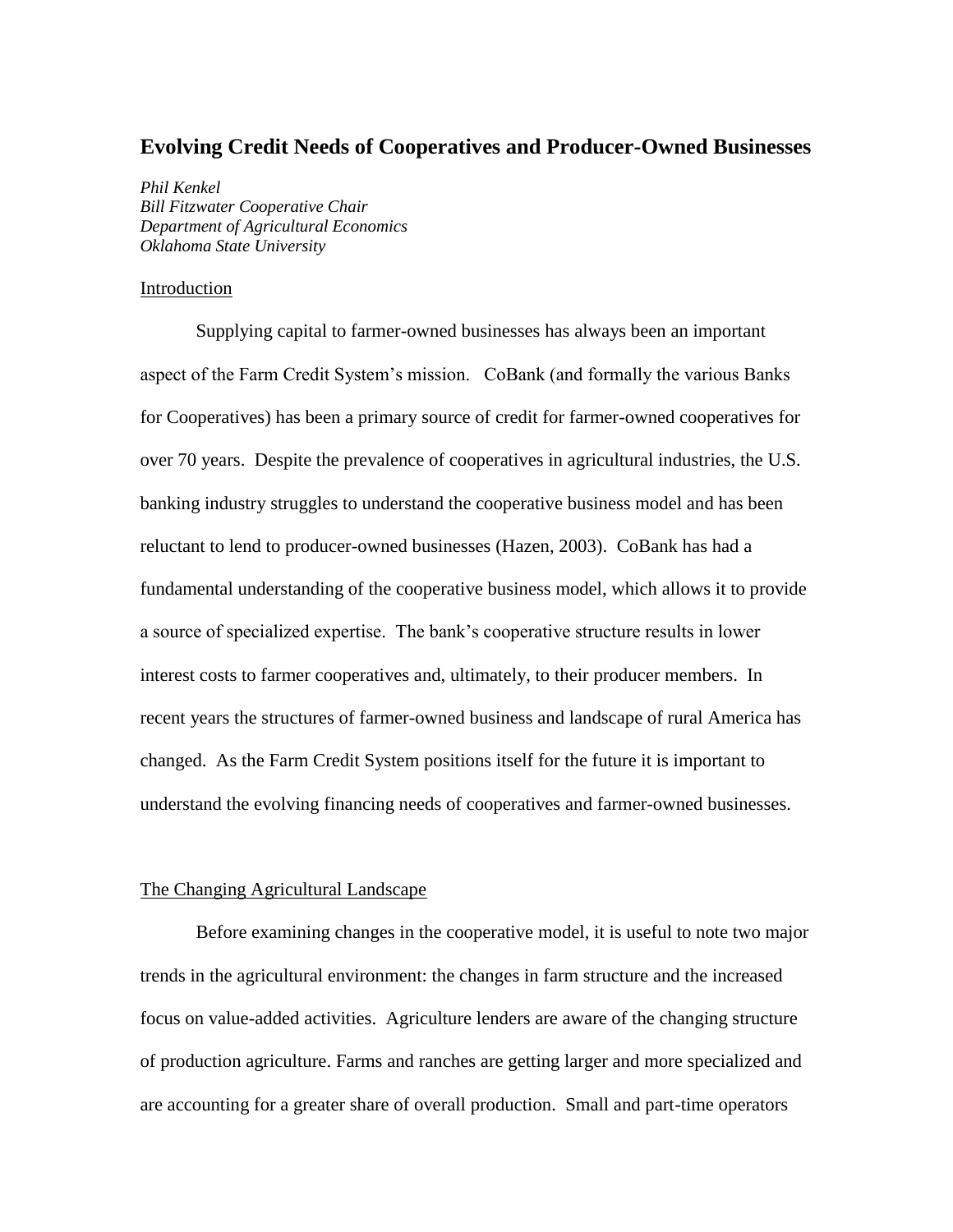## Evolving Credit Needs of Cooperatives and Producer-Owned Businesses

*Phil Kenkel*
*Bill Fitzwater Cooperative Chair*
*Department of Agricultural Economics*
*Oklahoma State University*

### Introduction

Supplying capital to farmer-owned businesses has always been an important aspect of the Farm Credit System's mission. CoBank (and formally the various Banks for Cooperatives) has been a primary source of credit for farmer-owned cooperatives for over 70 years. Despite the prevalence of cooperatives in agricultural industries, the U.S. banking industry struggles to understand the cooperative business model and has been reluctant to lend to producer-owned businesses (Hazen, 2003). CoBank has had a fundamental understanding of the cooperative business model, which allows it to provide a source of specialized expertise. The bank's cooperative structure results in lower interest costs to farmer cooperatives and, ultimately, to their producer members. In recent years the structures of farmer-owned business and landscape of rural America has changed. As the Farm Credit System positions itself for the future it is important to understand the evolving financing needs of cooperatives and farmer-owned businesses.

### The Changing Agricultural Landscape

Before examining changes in the cooperative model, it is useful to note two major trends in the agricultural environment: the changes in farm structure and the increased focus on value-added activities. Agriculture lenders are aware of the changing structure of production agriculture. Farms and ranches are getting larger and more specialized and are accounting for a greater share of overall production. Small and part-time operators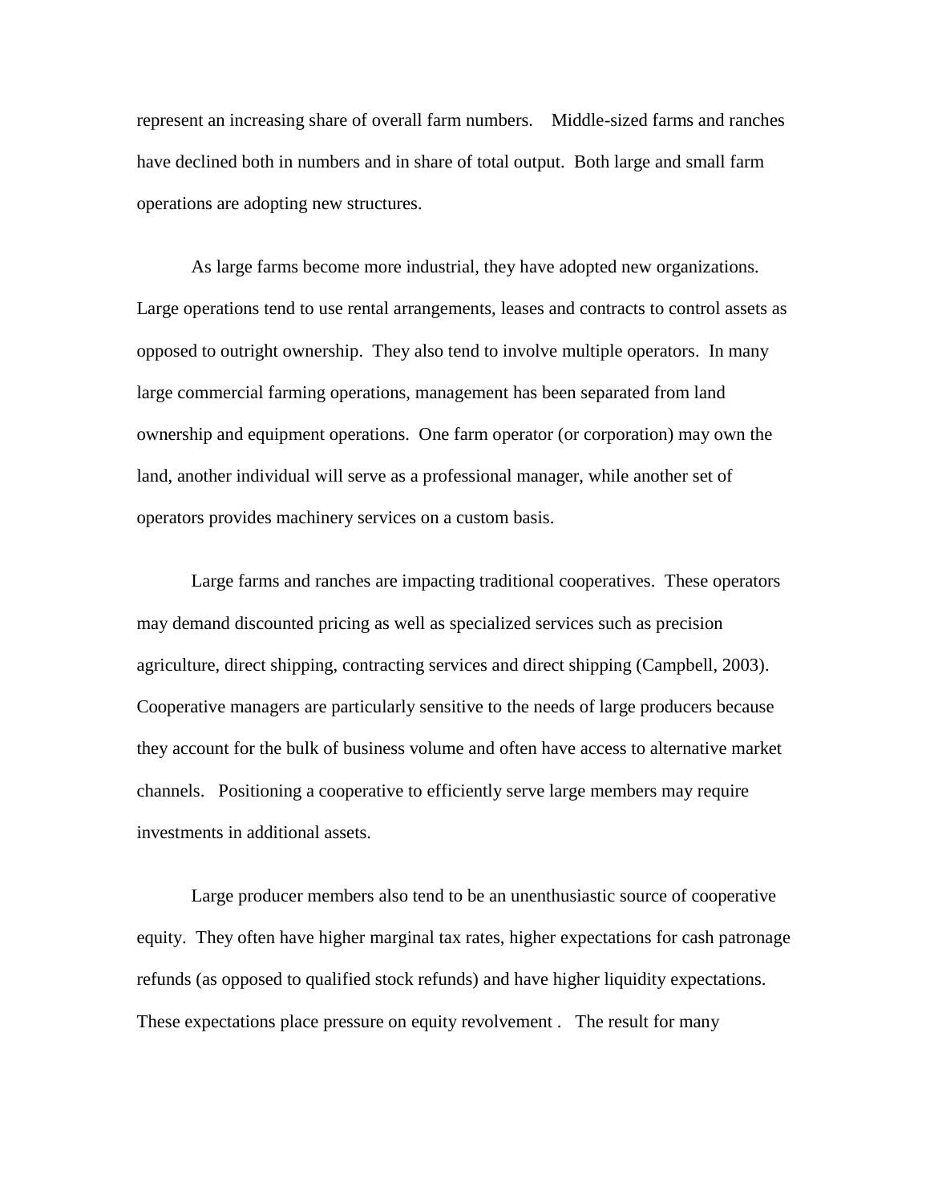represent an increasing share of overall farm numbers. Middle-sized farms and ranches have declined both in numbers and in share of total output. Both large and small farm operations are adopting new structures.

As large farms become more industrial, they have adopted new organizations. Large operations tend to use rental arrangements, leases and contracts to control assets as opposed to outright ownership. They also tend to involve multiple operators. In many large commercial farming operations, management has been separated from land ownership and equipment operations. One farm operator (or corporation) may own the land, another individual will serve as a professional manager, while another set of operators provides machinery services on a custom basis.

Large farms and ranches are impacting traditional cooperatives. These operators may demand discounted pricing as well as specialized services such as precision agriculture, direct shipping, contracting services and direct shipping (Campbell, 2003). Cooperative managers are particularly sensitive to the needs of large producers because they account for the bulk of business volume and often have access to alternative market channels. Positioning a cooperative to efficiently serve large members may require investments in additional assets.

Large producer members also tend to be an unenthusiastic source of cooperative equity. They often have higher marginal tax rates, higher expectations for cash patronage refunds (as opposed to qualified stock refunds) and have higher liquidity expectations. These expectations place pressure on equity revolvement . The result for many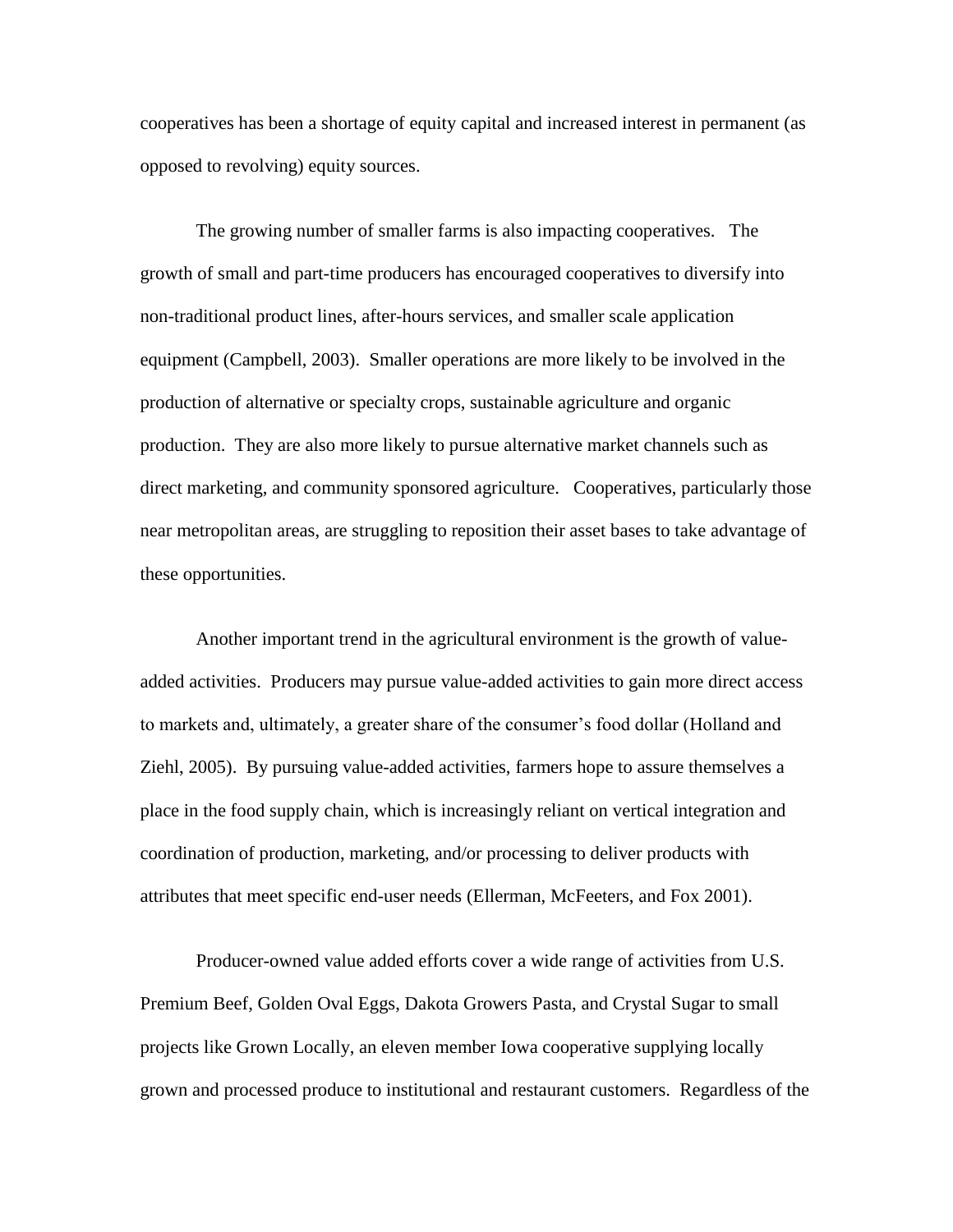cooperatives has been a shortage of equity capital and increased interest in permanent (as opposed to revolving) equity sources.

The growing number of smaller farms is also impacting cooperatives. The growth of small and part-time producers has encouraged cooperatives to diversify into non-traditional product lines, after-hours services, and smaller scale application equipment (Campbell, 2003). Smaller operations are more likely to be involved in the production of alternative or specialty crops, sustainable agriculture and organic production. They are also more likely to pursue alternative market channels such as direct marketing, and community sponsored agriculture. Cooperatives, particularly those near metropolitan areas, are struggling to reposition their asset bases to take advantage of these opportunities.

Another important trend in the agricultural environment is the growth of value-added activities. Producers may pursue value-added activities to gain more direct access to markets and, ultimately, a greater share of the consumer's food dollar (Holland and Ziehl, 2005). By pursuing value-added activities, farmers hope to assure themselves a place in the food supply chain, which is increasingly reliant on vertical integration and coordination of production, marketing, and/or processing to deliver products with attributes that meet specific end-user needs (Ellerman, McFeeters, and Fox 2001).

Producer-owned value added efforts cover a wide range of activities from U.S. Premium Beef, Golden Oval Eggs, Dakota Growers Pasta, and Crystal Sugar to small projects like Grown Locally, an eleven member Iowa cooperative supplying locally grown and processed produce to institutional and restaurant customers. Regardless of the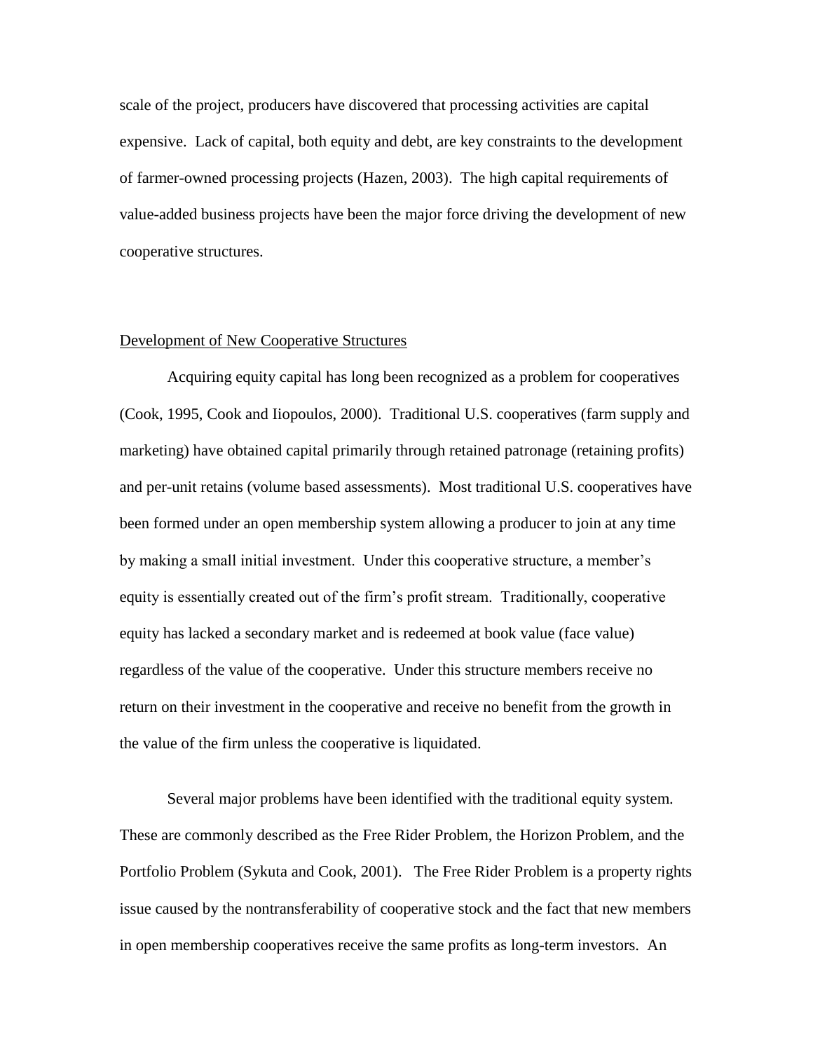scale of the project, producers have discovered that processing activities are capital expensive. Lack of capital, both equity and debt, are key constraints to the development of farmer-owned processing projects (Hazen, 2003). The high capital requirements of value-added business projects have been the major force driving the development of new cooperative structures.

## Development of New Cooperative Structures

Acquiring equity capital has long been recognized as a problem for cooperatives (Cook, 1995, Cook and Iiopoulos, 2000). Traditional U.S. cooperatives (farm supply and marketing) have obtained capital primarily through retained patronage (retaining profits) and per-unit retains (volume based assessments). Most traditional U.S. cooperatives have been formed under an open membership system allowing a producer to join at any time by making a small initial investment. Under this cooperative structure, a member's equity is essentially created out of the firm's profit stream. Traditionally, cooperative equity has lacked a secondary market and is redeemed at book value (face value) regardless of the value of the cooperative. Under this structure members receive no return on their investment in the cooperative and receive no benefit from the growth in the value of the firm unless the cooperative is liquidated.

Several major problems have been identified with the traditional equity system. These are commonly described as the Free Rider Problem, the Horizon Problem, and the Portfolio Problem (Sykuta and Cook, 2001). The Free Rider Problem is a property rights issue caused by the nontransferability of cooperative stock and the fact that new members in open membership cooperatives receive the same profits as long-term investors. An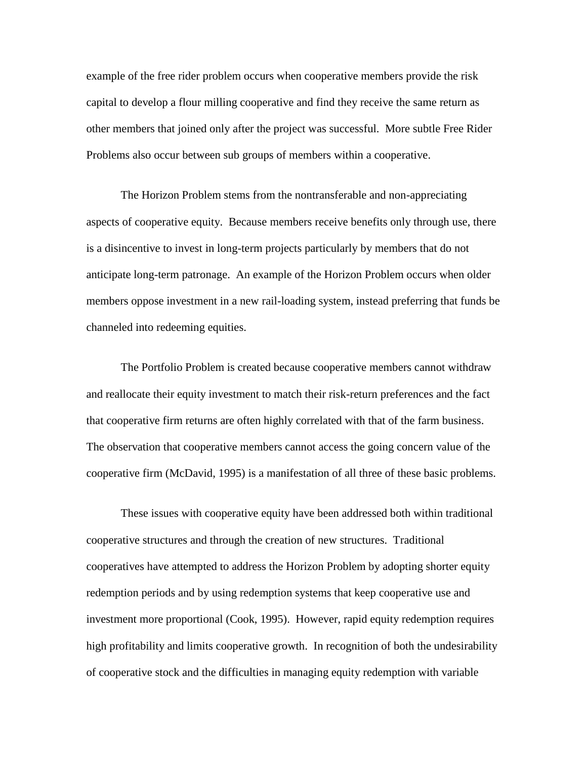example of the free rider problem occurs when cooperative members provide the risk capital to develop a flour milling cooperative and find they receive the same return as other members that joined only after the project was successful. More subtle Free Rider Problems also occur between sub groups of members within a cooperative.

The Horizon Problem stems from the nontransferable and non-appreciating aspects of cooperative equity. Because members receive benefits only through use, there is a disincentive to invest in long-term projects particularly by members that do not anticipate long-term patronage. An example of the Horizon Problem occurs when older members oppose investment in a new rail-loading system, instead preferring that funds be channeled into redeeming equities.

The Portfolio Problem is created because cooperative members cannot withdraw and reallocate their equity investment to match their risk-return preferences and the fact that cooperative firm returns are often highly correlated with that of the farm business. The observation that cooperative members cannot access the going concern value of the cooperative firm (McDavid, 1995) is a manifestation of all three of these basic problems.

These issues with cooperative equity have been addressed both within traditional cooperative structures and through the creation of new structures. Traditional cooperatives have attempted to address the Horizon Problem by adopting shorter equity redemption periods and by using redemption systems that keep cooperative use and investment more proportional (Cook, 1995). However, rapid equity redemption requires high profitability and limits cooperative growth. In recognition of both the undesirability of cooperative stock and the difficulties in managing equity redemption with variable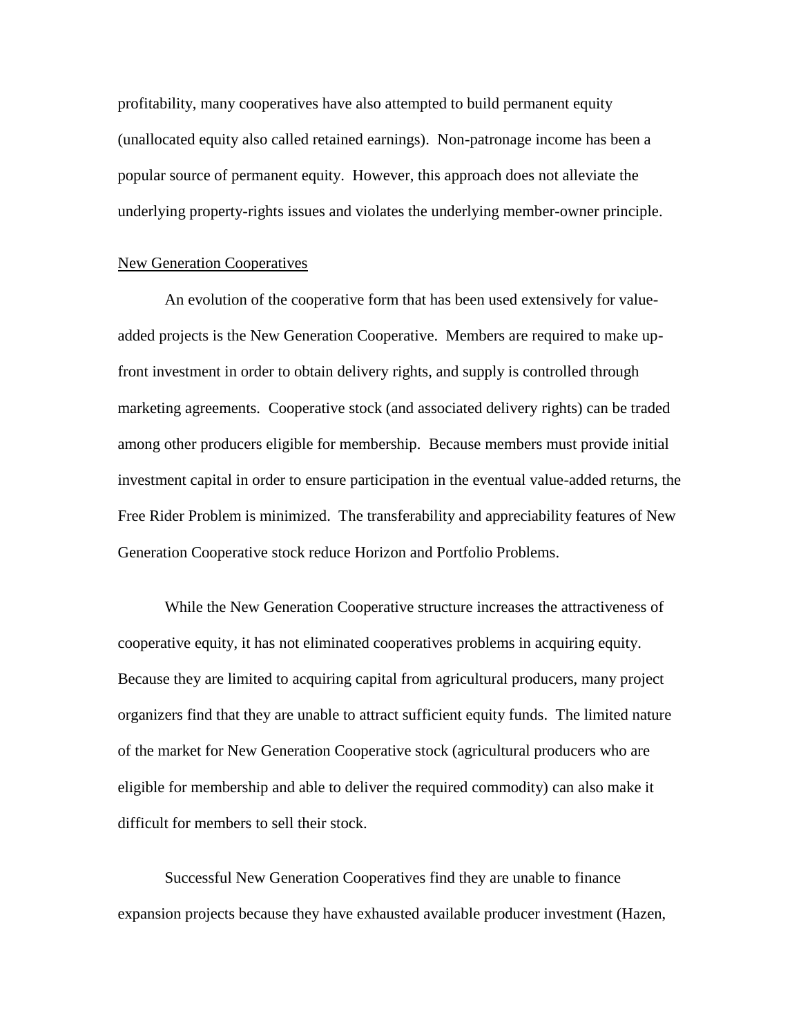profitability, many cooperatives have also attempted to build permanent equity (unallocated equity also called retained earnings). Non-patronage income has been a popular source of permanent equity. However, this approach does not alleviate the underlying property-rights issues and violates the underlying member-owner principle.

<u>New Generation Cooperatives</u>

An evolution of the cooperative form that has been used extensively for value-added projects is the New Generation Cooperative. Members are required to make up-front investment in order to obtain delivery rights, and supply is controlled through marketing agreements. Cooperative stock (and associated delivery rights) can be traded among other producers eligible for membership. Because members must provide initial investment capital in order to ensure participation in the eventual value-added returns, the Free Rider Problem is minimized. The transferability and appreciability features of New Generation Cooperative stock reduce Horizon and Portfolio Problems.

While the New Generation Cooperative structure increases the attractiveness of cooperative equity, it has not eliminated cooperatives problems in acquiring equity. Because they are limited to acquiring capital from agricultural producers, many project organizers find that they are unable to attract sufficient equity funds. The limited nature of the market for New Generation Cooperative stock (agricultural producers who are eligible for membership and able to deliver the required commodity) can also make it difficult for members to sell their stock.

Successful New Generation Cooperatives find they are unable to finance expansion projects because they have exhausted available producer investment (Hazen,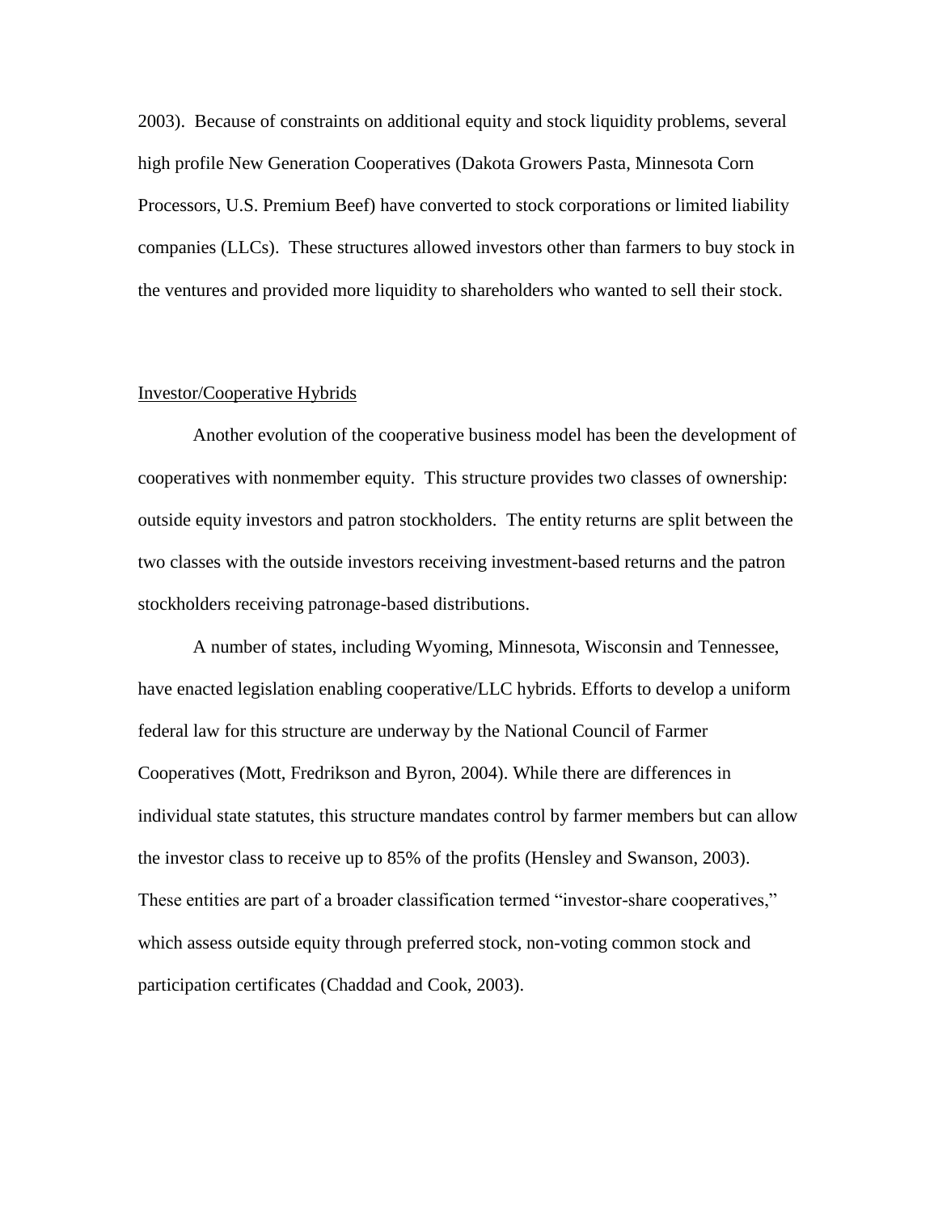2003). Because of constraints on additional equity and stock liquidity problems, several high profile New Generation Cooperatives (Dakota Growers Pasta, Minnesota Corn Processors, U.S. Premium Beef) have converted to stock corporations or limited liability companies (LLCs). These structures allowed investors other than farmers to buy stock in the ventures and provided more liquidity to shareholders who wanted to sell their stock.

## Investor/Cooperative Hybrids

Another evolution of the cooperative business model has been the development of cooperatives with nonmember equity. This structure provides two classes of ownership: outside equity investors and patron stockholders. The entity returns are split between the two classes with the outside investors receiving investment-based returns and the patron stockholders receiving patronage-based distributions.

A number of states, including Wyoming, Minnesota, Wisconsin and Tennessee, have enacted legislation enabling cooperative/LLC hybrids. Efforts to develop a uniform federal law for this structure are underway by the National Council of Farmer Cooperatives (Mott, Fredrikson and Byron, 2004). While there are differences in individual state statutes, this structure mandates control by farmer members but can allow the investor class to receive up to 85% of the profits (Hensley and Swanson, 2003). These entities are part of a broader classification termed "investor-share cooperatives," which assess outside equity through preferred stock, non-voting common stock and participation certificates (Chaddad and Cook, 2003).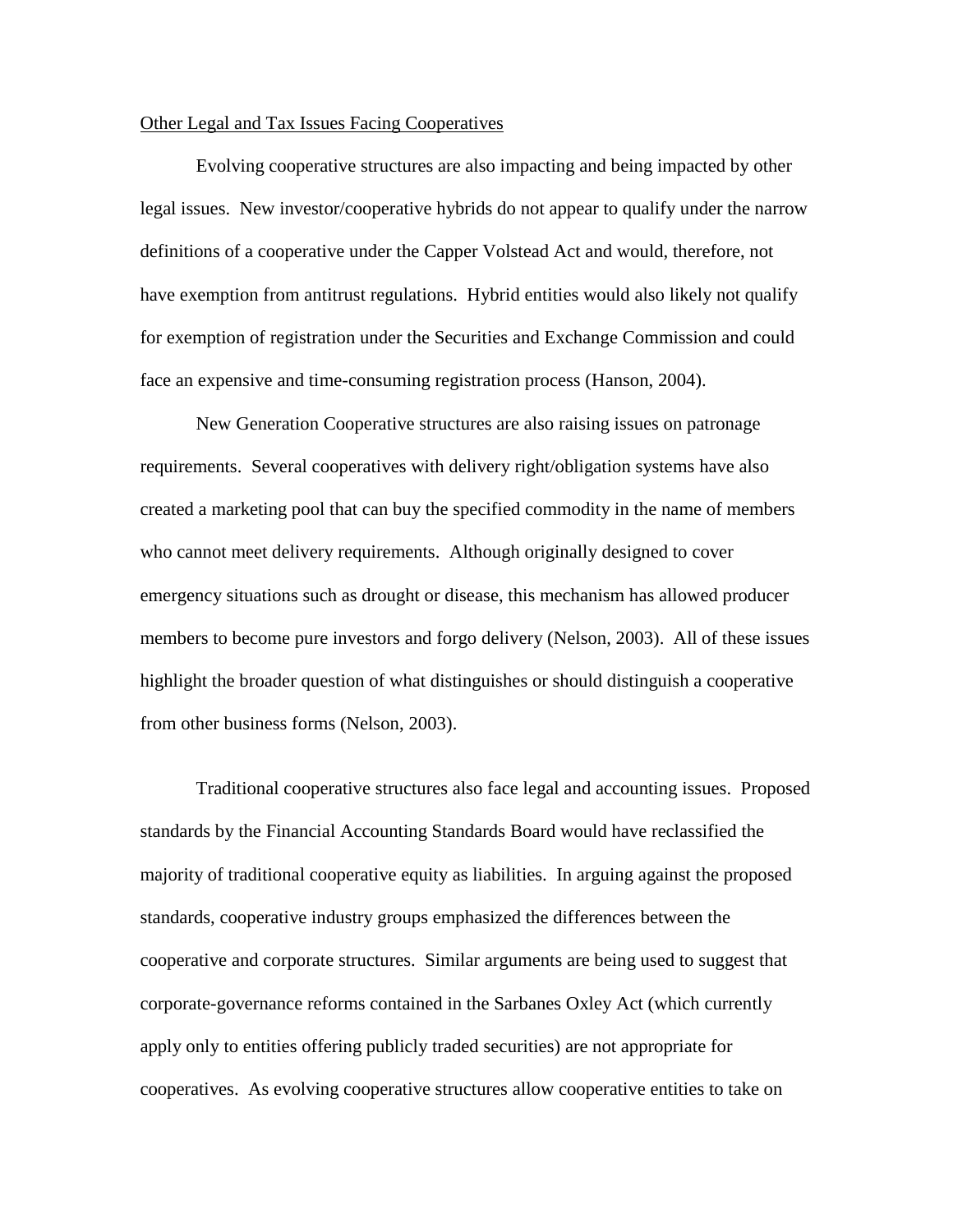Other Legal and Tax Issues Facing Cooperatives

Evolving cooperative structures are also impacting and being impacted by other legal issues. New investor/cooperative hybrids do not appear to qualify under the narrow definitions of a cooperative under the Capper Volstead Act and would, therefore, not have exemption from antitrust regulations. Hybrid entities would also likely not qualify for exemption of registration under the Securities and Exchange Commission and could face an expensive and time-consuming registration process (Hanson, 2004).

New Generation Cooperative structures are also raising issues on patronage requirements. Several cooperatives with delivery right/obligation systems have also created a marketing pool that can buy the specified commodity in the name of members who cannot meet delivery requirements. Although originally designed to cover emergency situations such as drought or disease, this mechanism has allowed producer members to become pure investors and forgo delivery (Nelson, 2003). All of these issues highlight the broader question of what distinguishes or should distinguish a cooperative from other business forms (Nelson, 2003).

Traditional cooperative structures also face legal and accounting issues. Proposed standards by the Financial Accounting Standards Board would have reclassified the majority of traditional cooperative equity as liabilities. In arguing against the proposed standards, cooperative industry groups emphasized the differences between the cooperative and corporate structures. Similar arguments are being used to suggest that corporate-governance reforms contained in the Sarbanes Oxley Act (which currently apply only to entities offering publicly traded securities) are not appropriate for cooperatives. As evolving cooperative structures allow cooperative entities to take on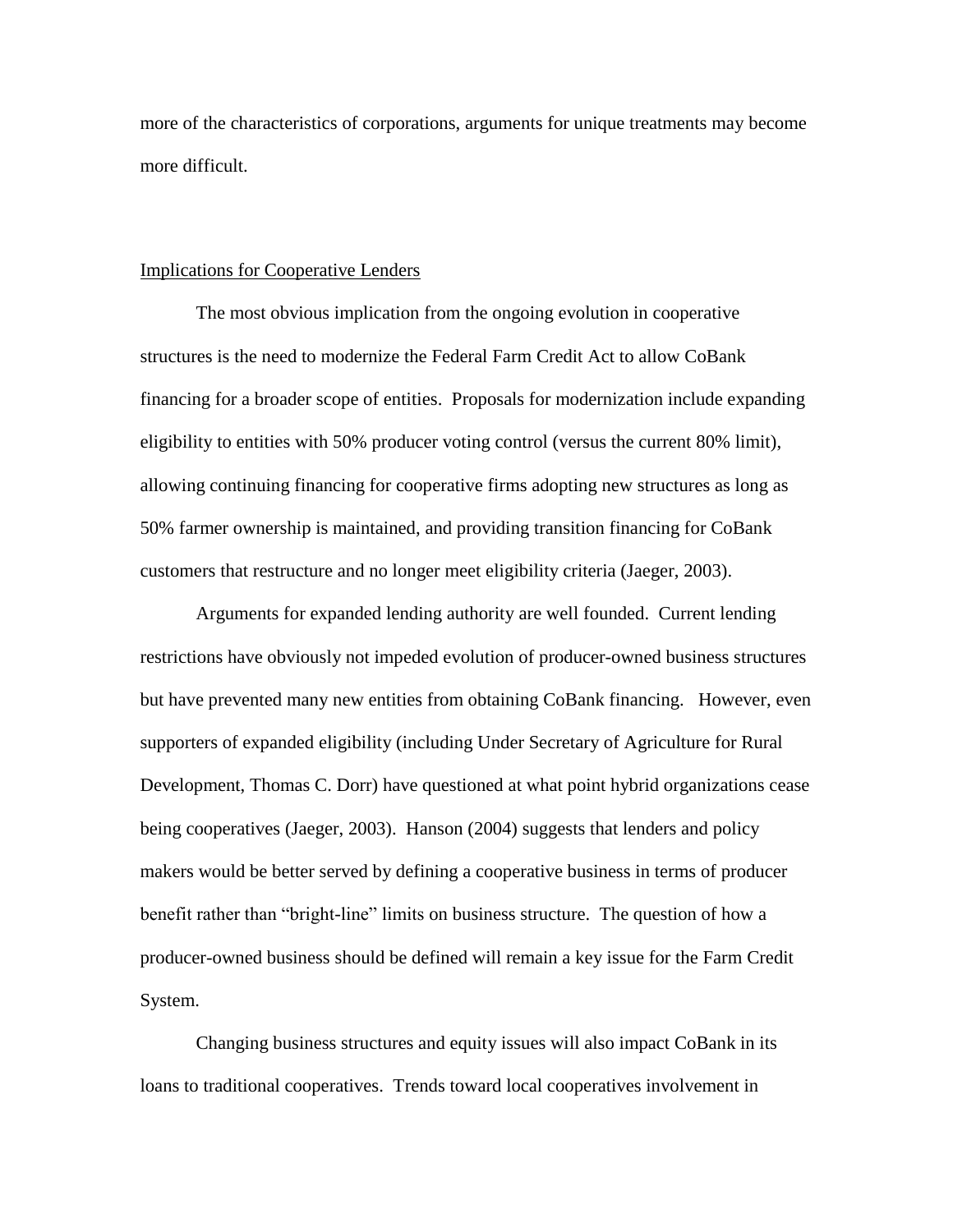more of the characteristics of corporations, arguments for unique treatments may become more difficult.

## Implications for Cooperative Lenders

The most obvious implication from the ongoing evolution in cooperative structures is the need to modernize the Federal Farm Credit Act to allow CoBank financing for a broader scope of entities. Proposals for modernization include expanding eligibility to entities with 50% producer voting control (versus the current 80% limit), allowing continuing financing for cooperative firms adopting new structures as long as 50% farmer ownership is maintained, and providing transition financing for CoBank customers that restructure and no longer meet eligibility criteria (Jaeger, 2003).

Arguments for expanded lending authority are well founded. Current lending restrictions have obviously not impeded evolution of producer-owned business structures but have prevented many new entities from obtaining CoBank financing. However, even supporters of expanded eligibility (including Under Secretary of Agriculture for Rural Development, Thomas C. Dorr) have questioned at what point hybrid organizations cease being cooperatives (Jaeger, 2003). Hanson (2004) suggests that lenders and policy makers would be better served by defining a cooperative business in terms of producer benefit rather than "bright-line" limits on business structure. The question of how a producer-owned business should be defined will remain a key issue for the Farm Credit System.

Changing business structures and equity issues will also impact CoBank in its loans to traditional cooperatives. Trends toward local cooperatives involvement in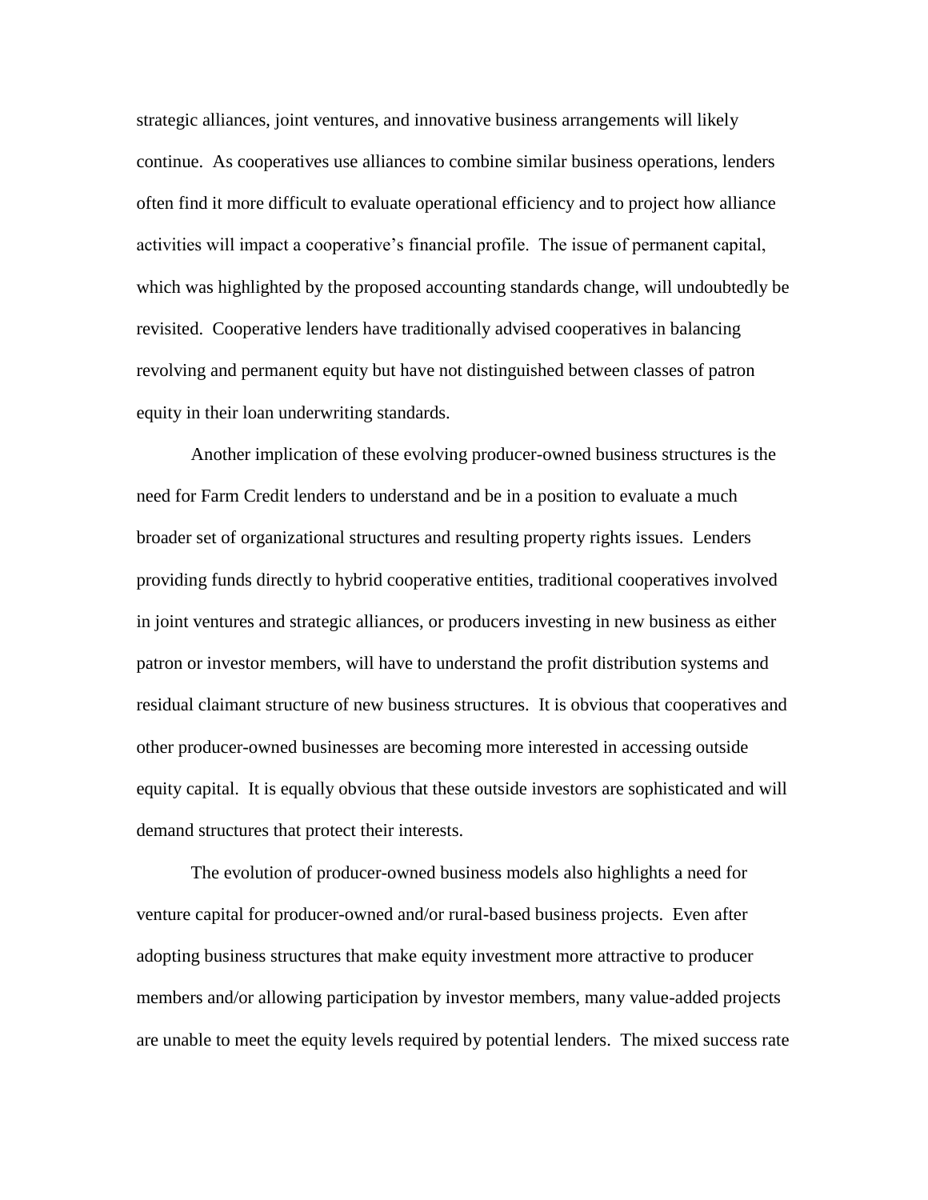strategic alliances, joint ventures, and innovative business arrangements will likely continue. As cooperatives use alliances to combine similar business operations, lenders often find it more difficult to evaluate operational efficiency and to project how alliance activities will impact a cooperative's financial profile. The issue of permanent capital, which was highlighted by the proposed accounting standards change, will undoubtedly be revisited. Cooperative lenders have traditionally advised cooperatives in balancing revolving and permanent equity but have not distinguished between classes of patron equity in their loan underwriting standards.

Another implication of these evolving producer-owned business structures is the need for Farm Credit lenders to understand and be in a position to evaluate a much broader set of organizational structures and resulting property rights issues. Lenders providing funds directly to hybrid cooperative entities, traditional cooperatives involved in joint ventures and strategic alliances, or producers investing in new business as either patron or investor members, will have to understand the profit distribution systems and residual claimant structure of new business structures. It is obvious that cooperatives and other producer-owned businesses are becoming more interested in accessing outside equity capital. It is equally obvious that these outside investors are sophisticated and will demand structures that protect their interests.

The evolution of producer-owned business models also highlights a need for venture capital for producer-owned and/or rural-based business projects. Even after adopting business structures that make equity investment more attractive to producer members and/or allowing participation by investor members, many value-added projects are unable to meet the equity levels required by potential lenders. The mixed success rate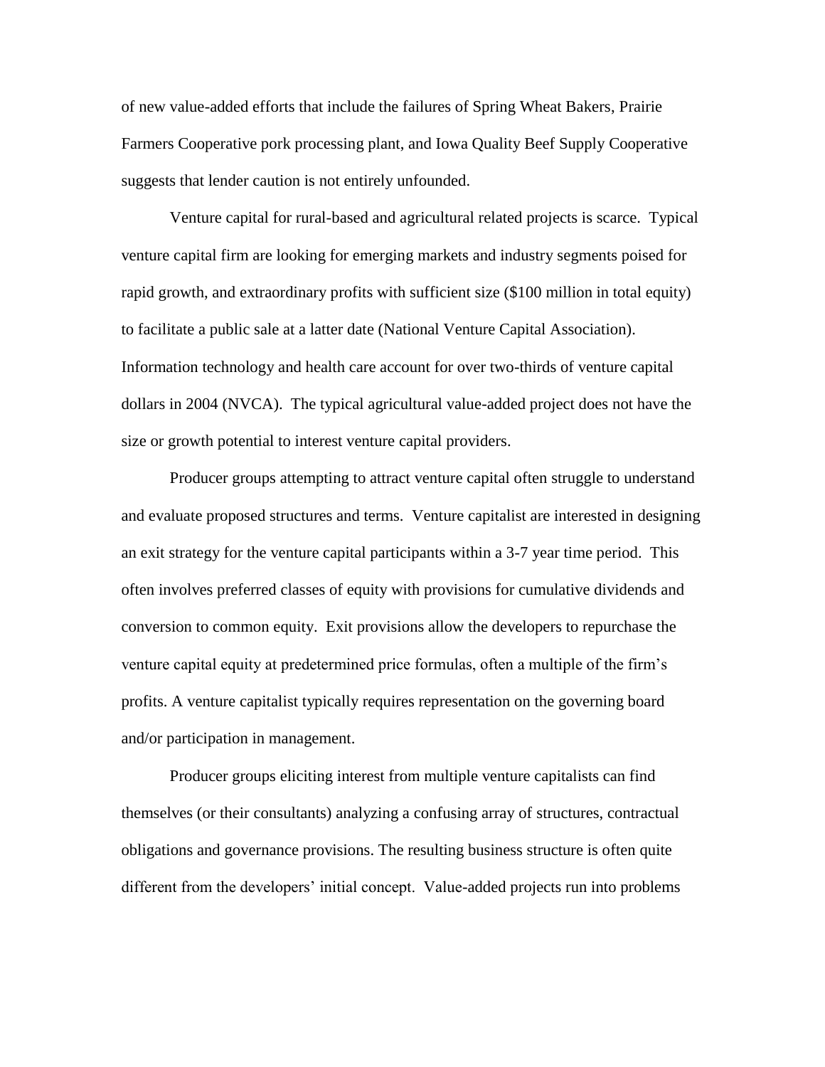of new value-added efforts that include the failures of Spring Wheat Bakers, Prairie Farmers Cooperative pork processing plant, and Iowa Quality Beef Supply Cooperative suggests that lender caution is not entirely unfounded.

Venture capital for rural-based and agricultural related projects is scarce. Typical venture capital firm are looking for emerging markets and industry segments poised for rapid growth, and extraordinary profits with sufficient size ($100 million in total equity) to facilitate a public sale at a latter date (National Venture Capital Association). Information technology and health care account for over two-thirds of venture capital dollars in 2004 (NVCA). The typical agricultural value-added project does not have the size or growth potential to interest venture capital providers.

Producer groups attempting to attract venture capital often struggle to understand and evaluate proposed structures and terms. Venture capitalist are interested in designing an exit strategy for the venture capital participants within a 3-7 year time period. This often involves preferred classes of equity with provisions for cumulative dividends and conversion to common equity. Exit provisions allow the developers to repurchase the venture capital equity at predetermined price formulas, often a multiple of the firm's profits. A venture capitalist typically requires representation on the governing board and/or participation in management.

Producer groups eliciting interest from multiple venture capitalists can find themselves (or their consultants) analyzing a confusing array of structures, contractual obligations and governance provisions. The resulting business structure is often quite different from the developers' initial concept. Value-added projects run into problems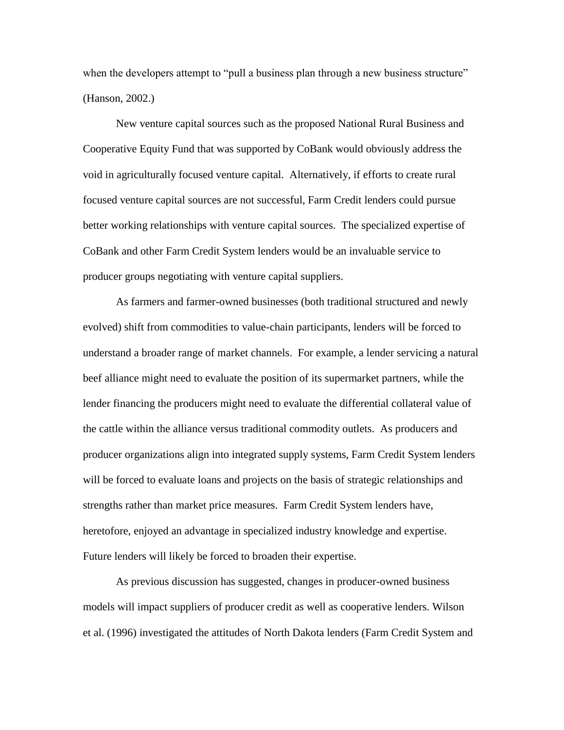when the developers attempt to "pull a business plan through a new business structure" (Hanson, 2002.)

New venture capital sources such as the proposed National Rural Business and Cooperative Equity Fund that was supported by CoBank would obviously address the void in agriculturally focused venture capital. Alternatively, if efforts to create rural focused venture capital sources are not successful, Farm Credit lenders could pursue better working relationships with venture capital sources. The specialized expertise of CoBank and other Farm Credit System lenders would be an invaluable service to producer groups negotiating with venture capital suppliers.

As farmers and farmer-owned businesses (both traditional structured and newly evolved) shift from commodities to value-chain participants, lenders will be forced to understand a broader range of market channels. For example, a lender servicing a natural beef alliance might need to evaluate the position of its supermarket partners, while the lender financing the producers might need to evaluate the differential collateral value of the cattle within the alliance versus traditional commodity outlets. As producers and producer organizations align into integrated supply systems, Farm Credit System lenders will be forced to evaluate loans and projects on the basis of strategic relationships and strengths rather than market price measures. Farm Credit System lenders have, heretofore, enjoyed an advantage in specialized industry knowledge and expertise. Future lenders will likely be forced to broaden their expertise.

As previous discussion has suggested, changes in producer-owned business models will impact suppliers of producer credit as well as cooperative lenders. Wilson et al. (1996) investigated the attitudes of North Dakota lenders (Farm Credit System and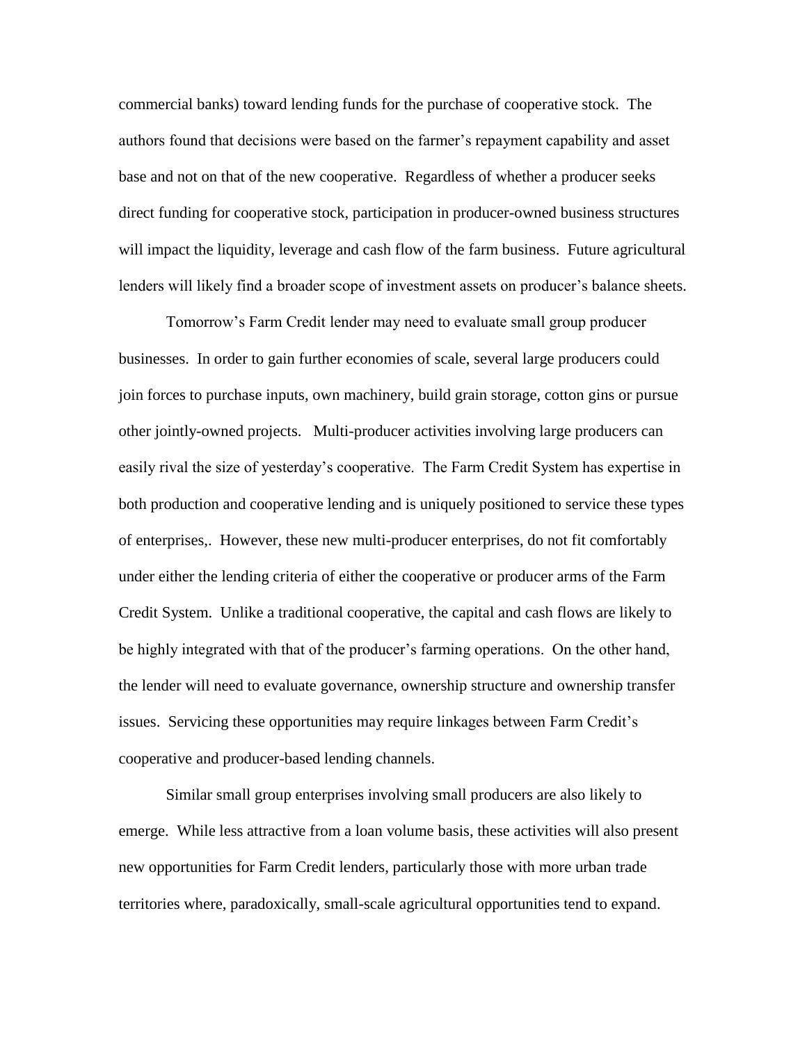commercial banks) toward lending funds for the purchase of cooperative stock. The authors found that decisions were based on the farmer's repayment capability and asset base and not on that of the new cooperative. Regardless of whether a producer seeks direct funding for cooperative stock, participation in producer-owned business structures will impact the liquidity, leverage and cash flow of the farm business. Future agricultural lenders will likely find a broader scope of investment assets on producer's balance sheets.

Tomorrow's Farm Credit lender may need to evaluate small group producer businesses. In order to gain further economies of scale, several large producers could join forces to purchase inputs, own machinery, build grain storage, cotton gins or pursue other jointly-owned projects. Multi-producer activities involving large producers can easily rival the size of yesterday's cooperative. The Farm Credit System has expertise in both production and cooperative lending and is uniquely positioned to service these types of enterprises,. However, these new multi-producer enterprises, do not fit comfortably under either the lending criteria of either the cooperative or producer arms of the Farm Credit System. Unlike a traditional cooperative, the capital and cash flows are likely to be highly integrated with that of the producer's farming operations. On the other hand, the lender will need to evaluate governance, ownership structure and ownership transfer issues. Servicing these opportunities may require linkages between Farm Credit's cooperative and producer-based lending channels.

Similar small group enterprises involving small producers are also likely to emerge. While less attractive from a loan volume basis, these activities will also present new opportunities for Farm Credit lenders, particularly those with more urban trade territories where, paradoxically, small-scale agricultural opportunities tend to expand.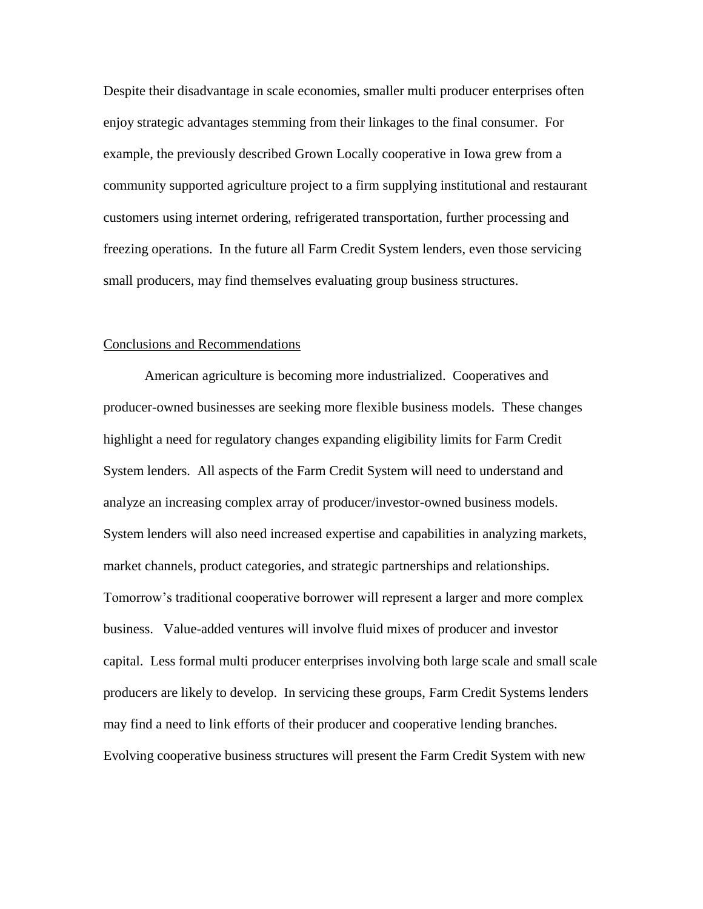Despite their disadvantage in scale economies, smaller multi producer enterprises often enjoy strategic advantages stemming from their linkages to the final consumer. For example, the previously described Grown Locally cooperative in Iowa grew from a community supported agriculture project to a firm supplying institutional and restaurant customers using internet ordering, refrigerated transportation, further processing and freezing operations. In the future all Farm Credit System lenders, even those servicing small producers, may find themselves evaluating group business structures.

## Conclusions and Recommendations

American agriculture is becoming more industrialized. Cooperatives and producer-owned businesses are seeking more flexible business models. These changes highlight a need for regulatory changes expanding eligibility limits for Farm Credit System lenders. All aspects of the Farm Credit System will need to understand and analyze an increasing complex array of producer/investor-owned business models. System lenders will also need increased expertise and capabilities in analyzing markets, market channels, product categories, and strategic partnerships and relationships. Tomorrow's traditional cooperative borrower will represent a larger and more complex business. Value-added ventures will involve fluid mixes of producer and investor capital. Less formal multi producer enterprises involving both large scale and small scale producers are likely to develop. In servicing these groups, Farm Credit Systems lenders may find a need to link efforts of their producer and cooperative lending branches. Evolving cooperative business structures will present the Farm Credit System with new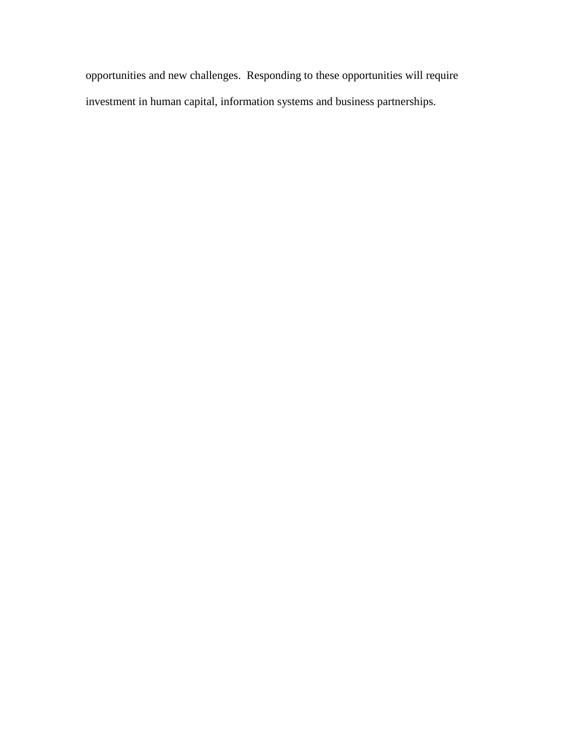opportunities and new challenges.  Responding to these opportunities will require investment in human capital, information systems and business partnerships.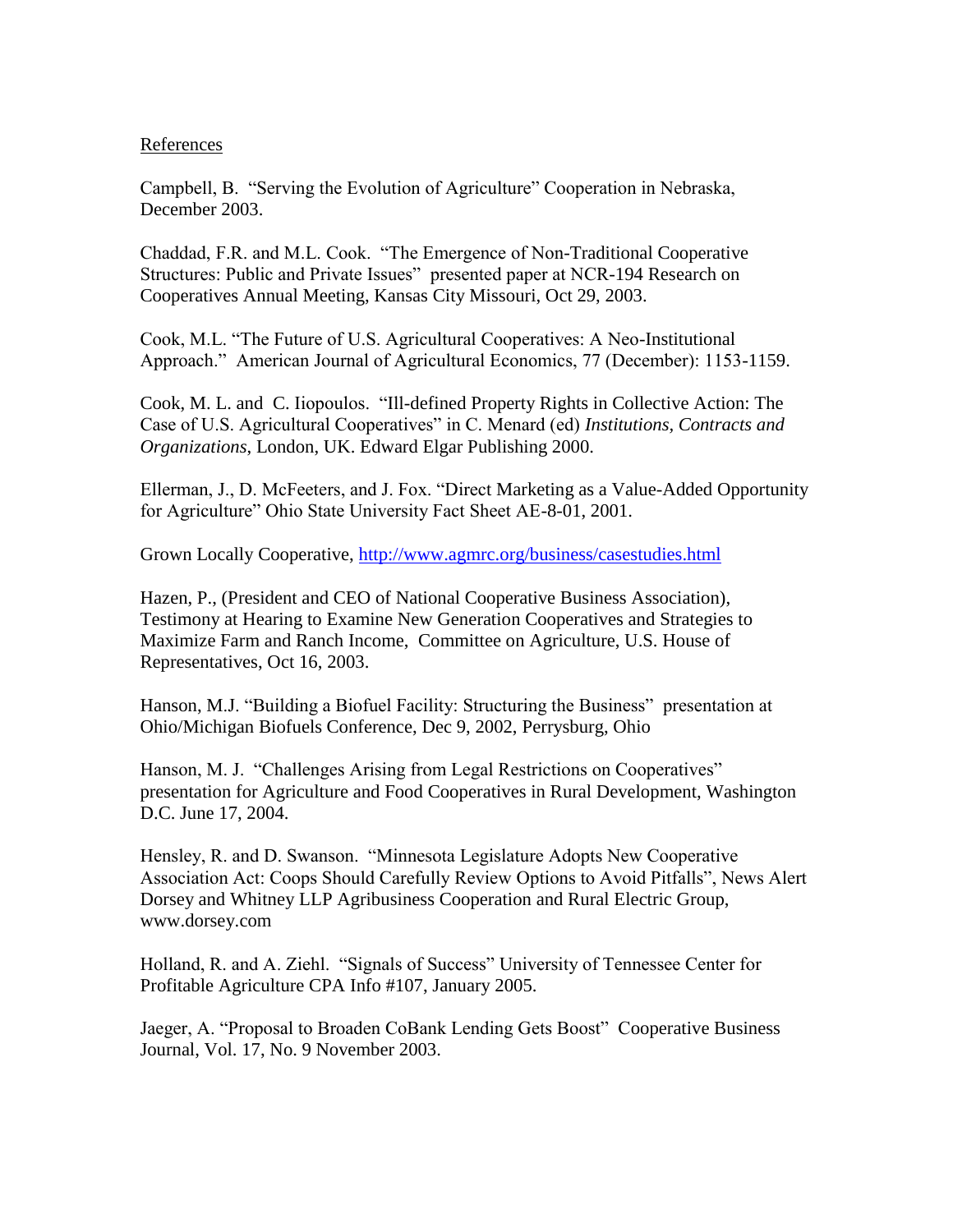References

Campbell, B. "Serving the Evolution of Agriculture" Cooperation in Nebraska, December 2003.

Chaddad, F.R. and M.L. Cook. "The Emergence of Non-Traditional Cooperative Structures: Public and Private Issues" presented paper at NCR-194 Research on Cooperatives Annual Meeting, Kansas City Missouri, Oct 29, 2003.

Cook, M.L. "The Future of U.S. Agricultural Cooperatives: A Neo-Institutional Approach." American Journal of Agricultural Economics, 77 (December): 1153-1159.

Cook, M. L. and C. Iiopoulos. "Ill-defined Property Rights in Collective Action: The Case of U.S. Agricultural Cooperatives" in C. Menard (ed) *Institutions, Contracts and Organizations*, London, UK. Edward Elgar Publishing 2000.

Ellerman, J., D. McFeeters, and J. Fox. "Direct Marketing as a Value-Added Opportunity for Agriculture" Ohio State University Fact Sheet AE-8-01, 2001.

Grown Locally Cooperative, http://www.agmrc.org/business/casestudies.html

Hazen, P., (President and CEO of National Cooperative Business Association), Testimony at Hearing to Examine New Generation Cooperatives and Strategies to Maximize Farm and Ranch Income, Committee on Agriculture, U.S. House of Representatives, Oct 16, 2003.

Hanson, M.J. "Building a Biofuel Facility: Structuring the Business" presentation at Ohio/Michigan Biofuels Conference, Dec 9, 2002, Perrysburg, Ohio

Hanson, M. J. "Challenges Arising from Legal Restrictions on Cooperatives" presentation for Agriculture and Food Cooperatives in Rural Development, Washington D.C. June 17, 2004.

Hensley, R. and D. Swanson. "Minnesota Legislature Adopts New Cooperative Association Act: Coops Should Carefully Review Options to Avoid Pitfalls", News Alert Dorsey and Whitney LLP Agribusiness Cooperation and Rural Electric Group, www.dorsey.com

Holland, R. and A. Ziehl. "Signals of Success" University of Tennessee Center for Profitable Agriculture CPA Info #107, January 2005.

Jaeger, A. "Proposal to Broaden CoBank Lending Gets Boost" Cooperative Business Journal, Vol. 17, No. 9 November 2003.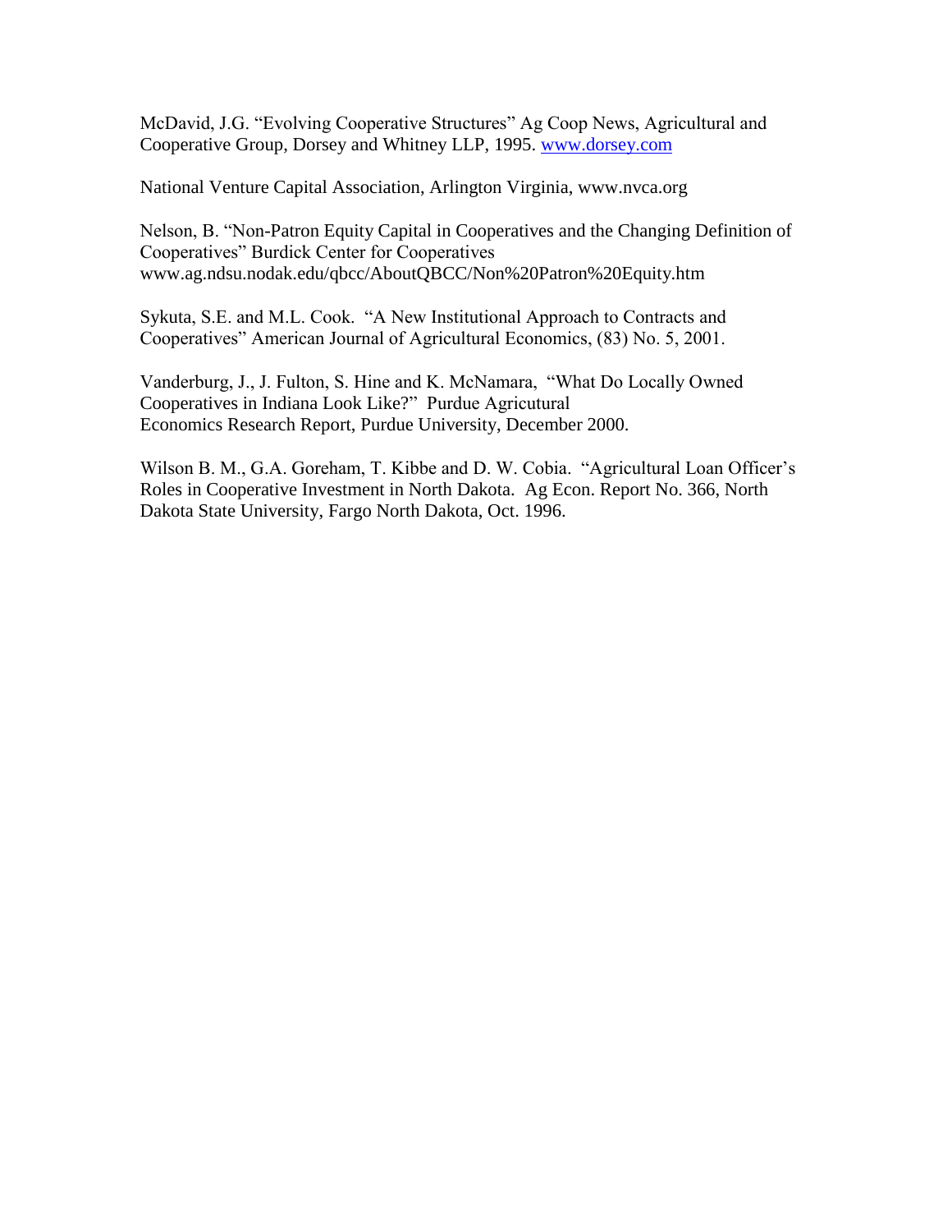McDavid, J.G. "Evolving Cooperative Structures" Ag Coop News, Agricultural and Cooperative Group, Dorsey and Whitney LLP, 1995. www.dorsey.com

National Venture Capital Association, Arlington Virginia, www.nvca.org

Nelson, B. "Non-Patron Equity Capital in Cooperatives and the Changing Definition of Cooperatives" Burdick Center for Cooperatives www.ag.ndsu.nodak.edu/qbcc/AboutQBCC/Non%20Patron%20Equity.htm

Sykuta, S.E. and M.L. Cook. "A New Institutional Approach to Contracts and Cooperatives" American Journal of Agricultural Economics, (83) No. 5, 2001.

Vanderburg, J., J. Fulton, S. Hine and K. McNamara, "What Do Locally Owned Cooperatives in Indiana Look Like?" Purdue Agricutural Economics Research Report, Purdue University, December 2000.

Wilson B. M., G.A. Goreham, T. Kibbe and D. W. Cobia. "Agricultural Loan Officer's Roles in Cooperative Investment in North Dakota. Ag Econ. Report No. 366, North Dakota State University, Fargo North Dakota, Oct. 1996.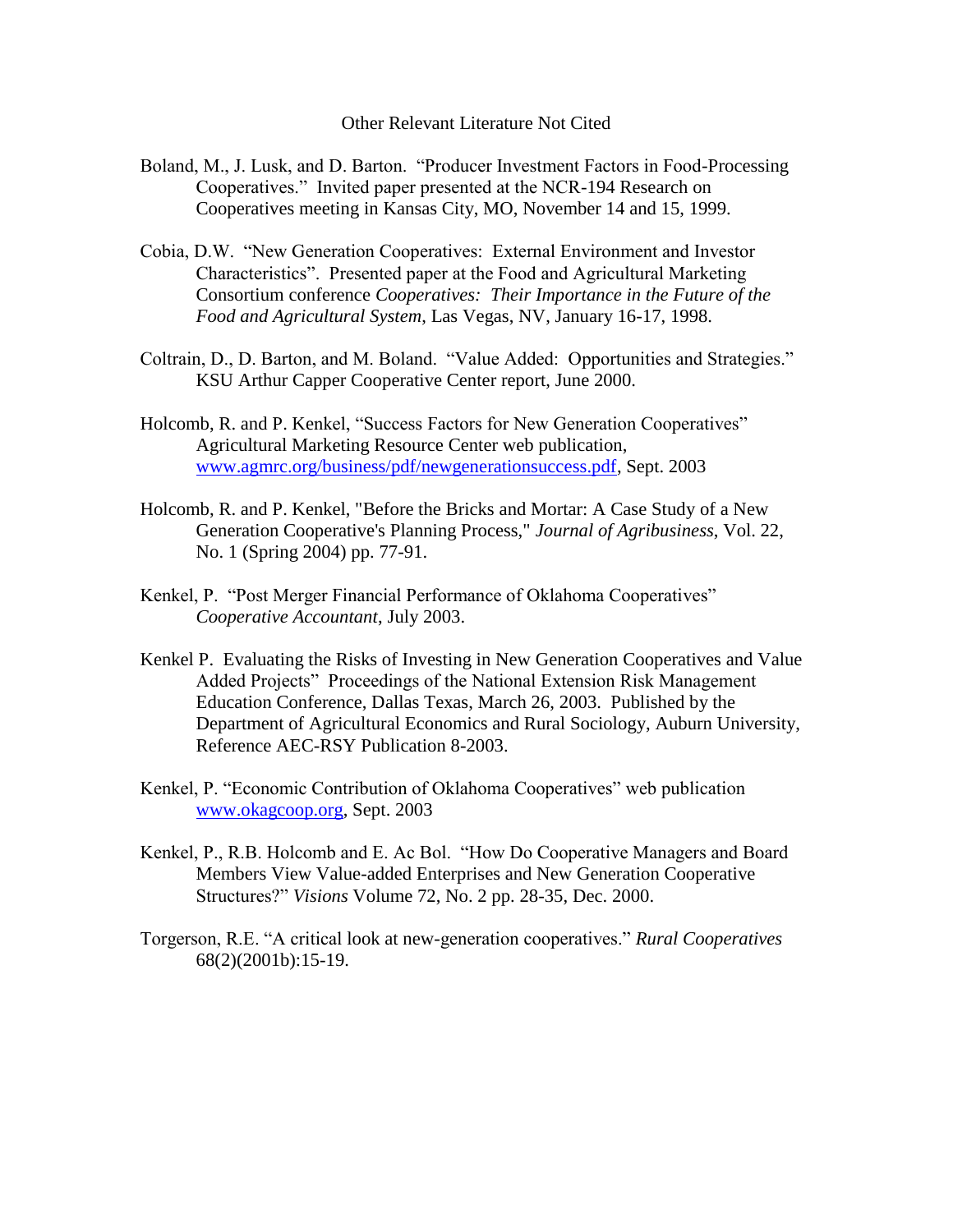## Other Relevant Literature Not Cited

Boland, M., J. Lusk, and D. Barton. "Producer Investment Factors in Food-Processing Cooperatives." Invited paper presented at the NCR-194 Research on Cooperatives meeting in Kansas City, MO, November 14 and 15, 1999.

Cobia, D.W. "New Generation Cooperatives: External Environment and Investor Characteristics". Presented paper at the Food and Agricultural Marketing Consortium conference *Cooperatives: Their Importance in the Future of the Food and Agricultural System*, Las Vegas, NV, January 16-17, 1998.

Coltrain, D., D. Barton, and M. Boland. "Value Added: Opportunities and Strategies." KSU Arthur Capper Cooperative Center report, June 2000.

Holcomb, R. and P. Kenkel, "Success Factors for New Generation Cooperatives" Agricultural Marketing Resource Center web publication, www.agmrc.org/business/pdf/newgenerationsuccess.pdf, Sept. 2003

Holcomb, R. and P. Kenkel, "Before the Bricks and Mortar: A Case Study of a New Generation Cooperative's Planning Process," *Journal of Agribusiness*, Vol. 22, No. 1 (Spring 2004) pp. 77-91.

Kenkel, P. "Post Merger Financial Performance of Oklahoma Cooperatives" *Cooperative Accountant*, July 2003.

Kenkel P. Evaluating the Risks of Investing in New Generation Cooperatives and Value Added Projects" Proceedings of the National Extension Risk Management Education Conference, Dallas Texas, March 26, 2003. Published by the Department of Agricultural Economics and Rural Sociology, Auburn University, Reference AEC-RSY Publication 8-2003.

Kenkel, P. "Economic Contribution of Oklahoma Cooperatives" web publication www.okagcoop.org, Sept. 2003

Kenkel, P., R.B. Holcomb and E. Ac Bol. "How Do Cooperative Managers and Board Members View Value-added Enterprises and New Generation Cooperative Structures?" *Visions* Volume 72, No. 2 pp. 28-35, Dec. 2000.

Torgerson, R.E. "A critical look at new-generation cooperatives." *Rural Cooperatives* 68(2)(2001b):15-19.